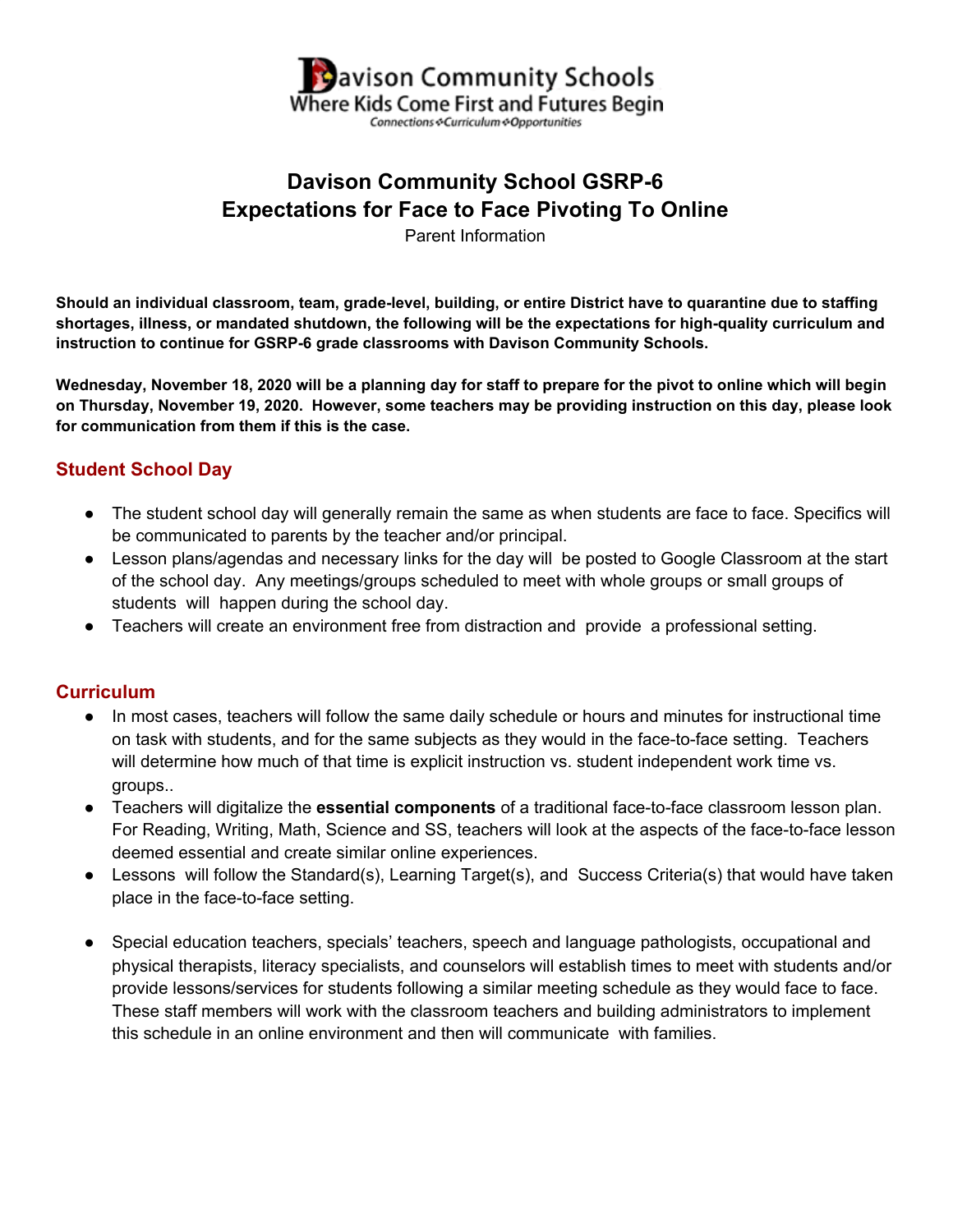Davison Community Schools
Where Kids Come First and Futures Begin
Connections ❖ Curriculum ❖ Opportunities

# Davison Community School GSRP-6
# Expectations for Face to Face Pivoting To Online

Parent Information

**Should an individual classroom, team, grade-level, building, or entire District have to quarantine due to staffing shortages, illness, or mandated shutdown, the following will be the expectations for high-quality curriculum and instruction to continue for GSRP-6 grade classrooms with Davison Community Schools.**

**Wednesday, November 18, 2020 will be a planning day for staff to prepare for the pivot to online which will begin on Thursday, November 19, 2020. However, some teachers may be providing instruction on this day, please look for communication from them if this is the case.**

## Student School Day

- The student school day will generally remain the same as when students are face to face. Specifics will be communicated to parents by the teacher and/or principal.
- Lesson plans/agendas and necessary links for the day will be posted to Google Classroom at the start of the school day. Any meetings/groups scheduled to meet with whole groups or small groups of students will happen during the school day.
- Teachers will create an environment free from distraction and provide a professional setting.

## Curriculum

- In most cases, teachers will follow the same daily schedule or hours and minutes for instructional time on task with students, and for the same subjects as they would in the face-to-face setting. Teachers will determine how much of that time is explicit instruction vs. student independent work time vs. groups..
- Teachers will digitalize the **essential components** of a traditional face-to-face classroom lesson plan. For Reading, Writing, Math, Science and SS, teachers will look at the aspects of the face-to-face lesson deemed essential and create similar online experiences.
- Lessons will follow the Standard(s), Learning Target(s), and Success Criteria(s) that would have taken place in the face-to-face setting.
- Special education teachers, specials' teachers, speech and language pathologists, occupational and physical therapists, literacy specialists, and counselors will establish times to meet with students and/or provide lessons/services for students following a similar meeting schedule as they would face to face. These staff members will work with the classroom teachers and building administrators to implement this schedule in an online environment and then will communicate with families.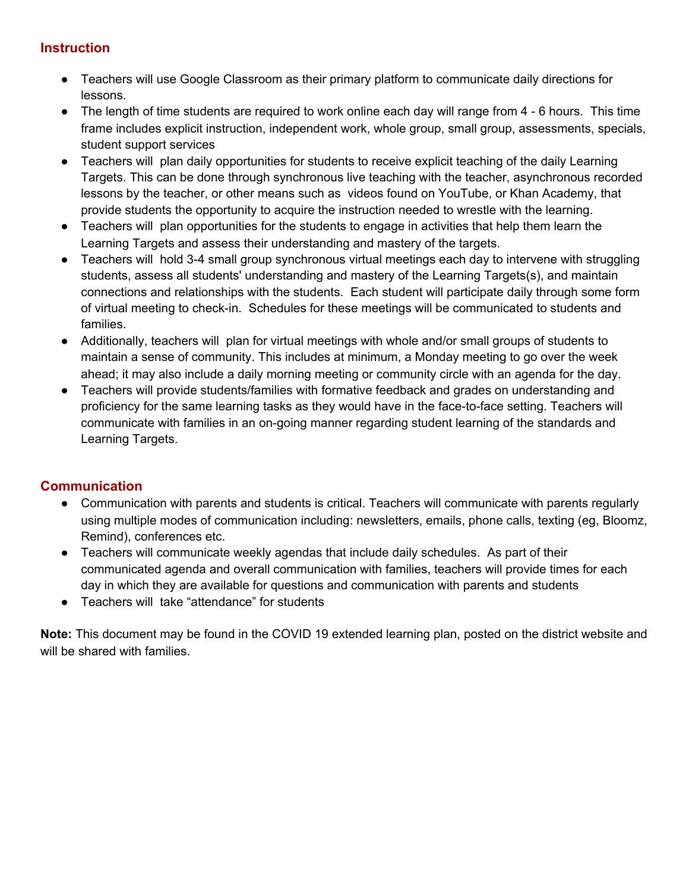## Instruction

- Teachers will use Google Classroom as their primary platform to communicate daily directions for lessons.
- The length of time students are required to work online each day will range from 4 - 6 hours. This time frame includes explicit instruction, independent work, whole group, small group, assessments, specials, student support services
- Teachers will plan daily opportunities for students to receive explicit teaching of the daily Learning Targets. This can be done through synchronous live teaching with the teacher, asynchronous recorded lessons by the teacher, or other means such as videos found on YouTube, or Khan Academy, that provide students the opportunity to acquire the instruction needed to wrestle with the learning.
- Teachers will plan opportunities for the students to engage in activities that help them learn the Learning Targets and assess their understanding and mastery of the targets.
- Teachers will hold 3-4 small group synchronous virtual meetings each day to intervene with struggling students, assess all students' understanding and mastery of the Learning Targets(s), and maintain connections and relationships with the students. Each student will participate daily through some form of virtual meeting to check-in. Schedules for these meetings will be communicated to students and families.
- Additionally, teachers will plan for virtual meetings with whole and/or small groups of students to maintain a sense of community. This includes at minimum, a Monday meeting to go over the week ahead; it may also include a daily morning meeting or community circle with an agenda for the day.
- Teachers will provide students/families with formative feedback and grades on understanding and proficiency for the same learning tasks as they would have in the face-to-face setting. Teachers will communicate with families in an on-going manner regarding student learning of the standards and Learning Targets.

## Communication

- Communication with parents and students is critical. Teachers will communicate with parents regularly using multiple modes of communication including: newsletters, emails, phone calls, texting (eg, Bloomz, Remind), conferences etc.
- Teachers will communicate weekly agendas that include daily schedules. As part of their communicated agenda and overall communication with families, teachers will provide times for each day in which they are available for questions and communication with parents and students
- Teachers will take "attendance" for students

**Note:** This document may be found in the COVID 19 extended learning plan, posted on the district website and will be shared with families.